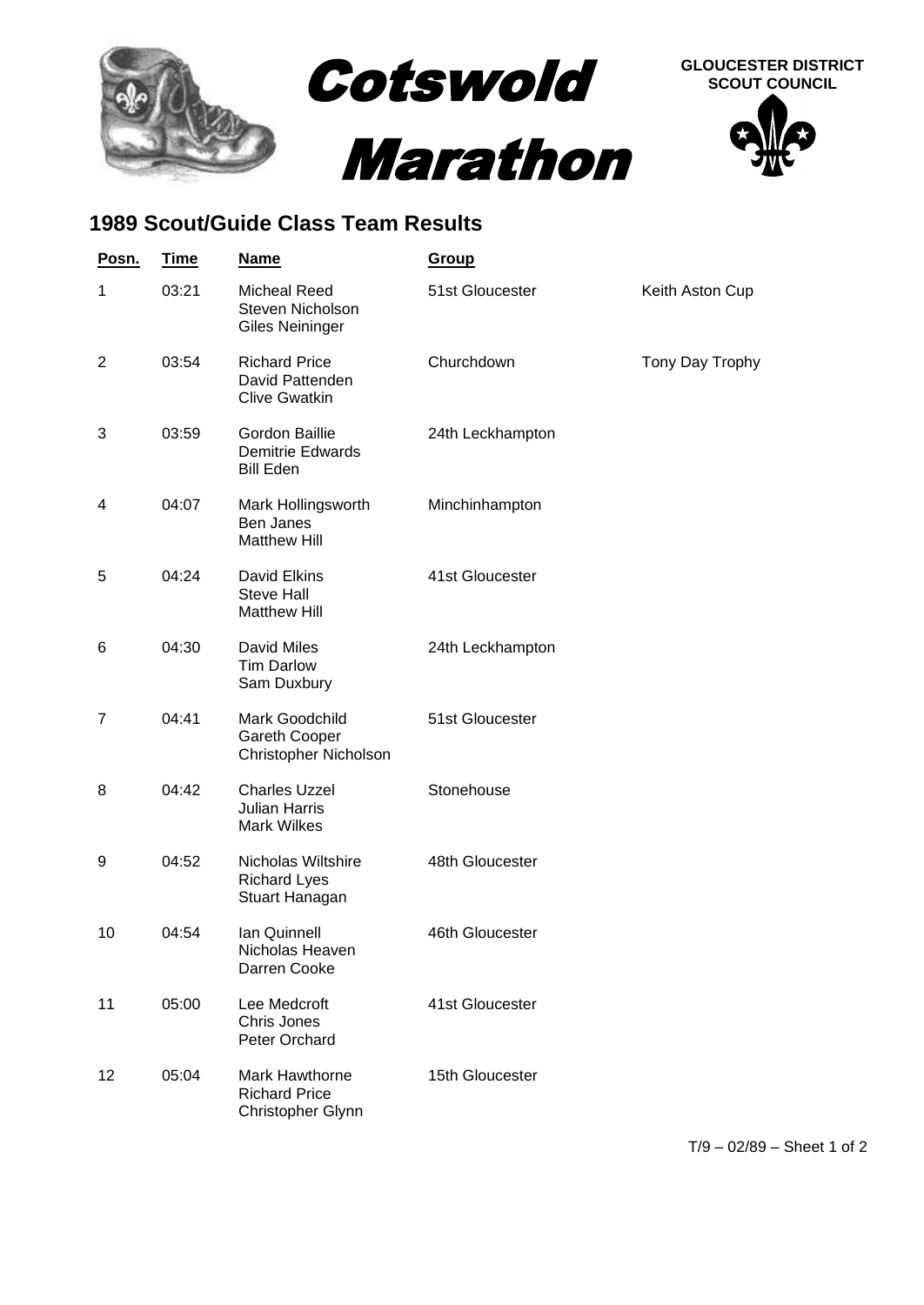# Cotswold Marathon

**GLOUCESTER DISTRICT SCOUT COUNCIL**

## 1989 Scout/Guide Class Team Results

| Posn. | Time | Name | Group | |
|---|---|---|---|---|
| 1 | 03:21 | Micheal Reed<br>Steven Nicholson<br>Giles Neininger | 51st Gloucester | Keith Aston Cup |
| 2 | 03:54 | Richard Price<br>David Pattenden<br>Clive Gwatkin | Churchdown | Tony Day Trophy |
| 3 | 03:59 | Gordon Baillie<br>Demitrie Edwards<br>Bill Eden | 24th Leckhampton | |
| 4 | 04:07 | Mark Hollingsworth<br>Ben Janes<br>Matthew Hill | Minchinhampton | |
| 5 | 04:24 | David Elkins<br>Steve Hall<br>Matthew Hill | 41st Gloucester | |
| 6 | 04:30 | David Miles<br>Tim Darlow<br>Sam Duxbury | 24th Leckhampton | |
| 7 | 04:41 | Mark Goodchild<br>Gareth Cooper<br>Christopher Nicholson | 51st Gloucester | |
| 8 | 04:42 | Charles Uzzel<br>Julian Harris<br>Mark Wilkes | Stonehouse | |
| 9 | 04:52 | Nicholas Wiltshire<br>Richard Lyes<br>Stuart Hanagan | 48th Gloucester | |
| 10 | 04:54 | Ian Quinnell<br>Nicholas Heaven<br>Darren Cooke | 46th Gloucester | |
| 11 | 05:00 | Lee Medcroft<br>Chris Jones<br>Peter Orchard | 41st Gloucester | |
| 12 | 05:04 | Mark Hawthorne<br>Richard Price<br>Christopher Glynn | 15th Gloucester | |

T/9 – 02/89 – Sheet 1 of 2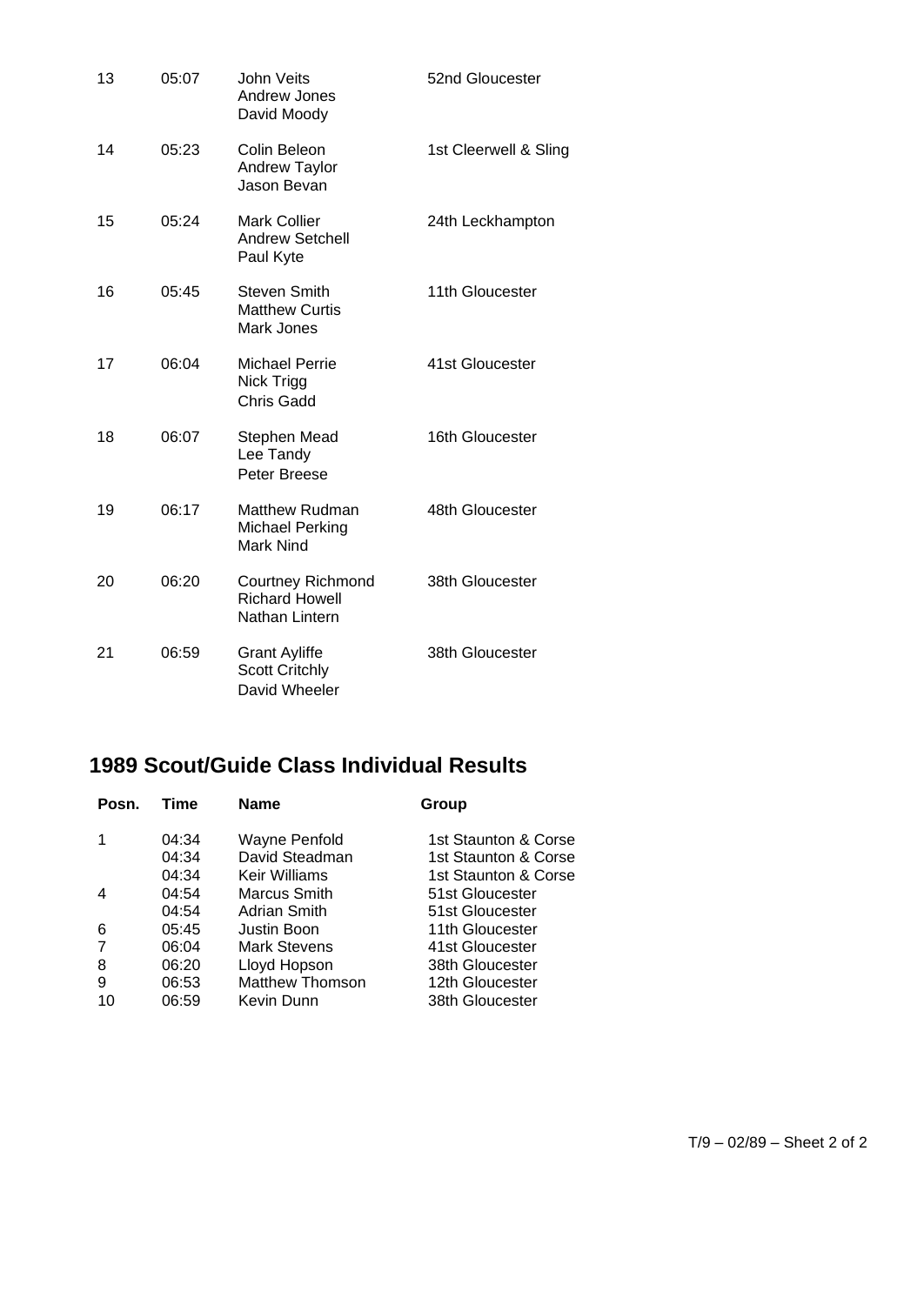| | | | |
|---|---|---|---|
| 13 | 05:07 | John Veits<br>Andrew Jones<br>David Moody | 52nd Gloucester |
| 14 | 05:23 | Colin Beleon<br>Andrew Taylor<br>Jason Bevan | 1st Cleerwell & Sling |
| 15 | 05:24 | Mark Collier<br>Andrew Setchell<br>Paul Kyte | 24th Leckhampton |
| 16 | 05:45 | Steven Smith<br>Matthew Curtis<br>Mark Jones | 11th Gloucester |
| 17 | 06:04 | Michael Perrie<br>Nick Trigg<br>Chris Gadd | 41st Gloucester |
| 18 | 06:07 | Stephen Mead<br>Lee Tandy<br>Peter Breese | 16th Gloucester |
| 19 | 06:17 | Matthew Rudman<br>Michael Perking<br>Mark Nind | 48th Gloucester |
| 20 | 06:20 | Courtney Richmond<br>Richard Howell<br>Nathan Lintern | 38th Gloucester |
| 21 | 06:59 | Grant Ayliffe<br>Scott Critchly<br>David Wheeler | 38th Gloucester |

## 1989 Scout/Guide Class Individual Results

| Posn. | Time | Name | Group |
|---|---|---|---|
| 1 | 04:34 | Wayne Penfold | 1st Staunton & Corse |
| | 04:34 | David Steadman | 1st Staunton & Corse |
| | 04:34 | Keir Williams | 1st Staunton & Corse |
| 4 | 04:54 | Marcus Smith | 51st Gloucester |
| | 04:54 | Adrian Smith | 51st Gloucester |
| 6 | 05:45 | Justin Boon | 11th Gloucester |
| 7 | 06:04 | Mark Stevens | 41st Gloucester |
| 8 | 06:20 | Lloyd Hopson | 38th Gloucester |
| 9 | 06:53 | Matthew Thomson | 12th Gloucester |
| 10 | 06:59 | Kevin Dunn | 38th Gloucester |

T/9 – 02/89 – Sheet 2 of 2